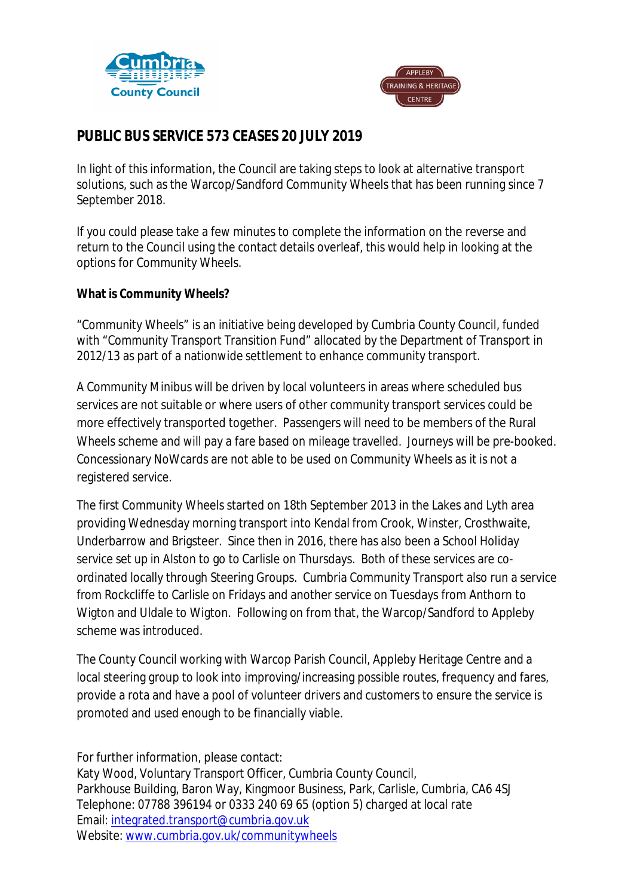# PUBLIC BUS SERVICE 573 CEASES 20 JULY 2019

In light of this information, the Council are taking steps to look at alternative transport solutions, such as the Warcop/Sandford Community Wheels that has been running since 7 September 2018.

If you could please take a few minutes to complete the information on the reverse and return to the Council using the contact details overleaf, this would help in looking at the options for Community Wheels.

**What is Community Wheels?**

"Community Wheels" is an initiative being developed by Cumbria County Council, funded with "Community Transport Transition Fund" allocated by the Department of Transport in 2012/13 as part of a nationwide settlement to enhance community transport.

A Community Minibus will be driven by local volunteers in areas where scheduled bus services are not suitable or where users of other community transport services could be more effectively transported together. Passengers will need to be members of the Rural Wheels scheme and will pay a fare based on mileage travelled. Journeys will be pre-booked. Concessionary NoWcards are not able to be used on Community Wheels as it is not a registered service.

The first Community Wheels started on 18th September 2013 in the Lakes and Lyth area providing Wednesday morning transport into Kendal from Crook, Winster, Crosthwaite, Underbarrow and Brigsteer. Since then in 2016, there has also been a School Holiday service set up in Alston to go to Carlisle on Thursdays. Both of these services are co-ordinated locally through Steering Groups. Cumbria Community Transport also run a service from Rockcliffe to Carlisle on Fridays and another service on Tuesdays from Anthorn to Wigton and Uldale to Wigton. Following on from that, the Warcop/Sandford to Appleby scheme was introduced.

The County Council working with Warcop Parish Council, Appleby Heritage Centre and a local steering group to look into improving/increasing possible routes, frequency and fares, provide a rota and have a pool of volunteer drivers and customers to ensure the service is promoted and used enough to be financially viable.

For further information, please contact:
Katy Wood, Voluntary Transport Officer, Cumbria County Council,
Parkhouse Building, Baron Way, Kingmoor Business, Park, Carlisle, Cumbria, CA6 4SJ
Telephone: 07788 396194 or 0333 240 69 65 (option 5) charged at local rate
Email: integrated.transport@cumbria.gov.uk
Website: www.cumbria.gov.uk/communitywheels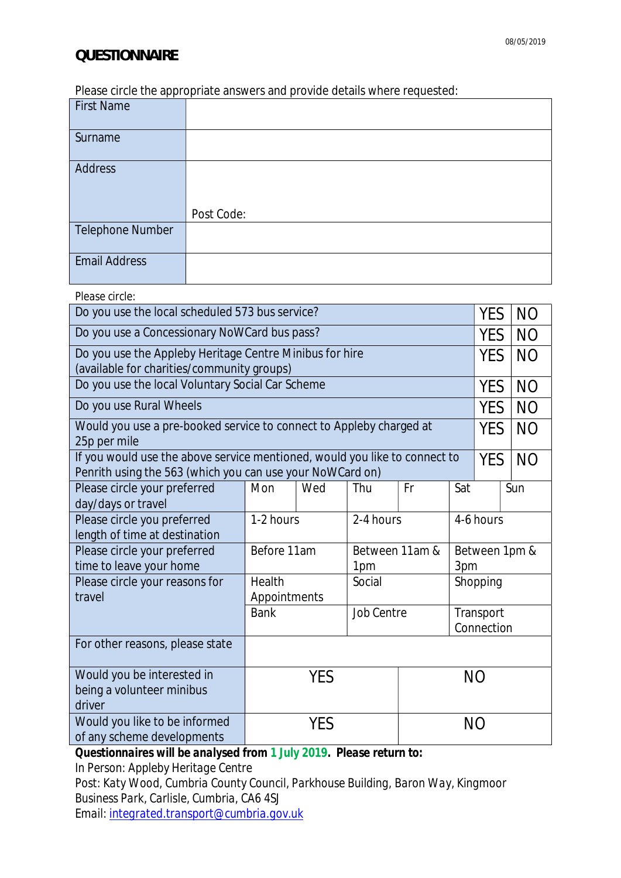08/05/2019

# QUESTIONNAIRE

Please circle the appropriate answers and provide details where requested:

| | |
|---|---|
| First Name | |
| Surname | |
| Address | Post Code: |
| Telephone Number | |
| Email Address | |

Please circle:

| | | |
|---|---|---|
| Do you use the local scheduled 573 bus service? | YES | NO |
| Do you use a Concessionary NoWCard bus pass? | YES | NO |
| Do you use the Appleby Heritage Centre Minibus for hire (available for charities/community groups) | YES | NO |
| Do you use the local Voluntary Social Car Scheme | YES | NO |
| Do you use Rural Wheels | YES | NO |
| Would you use a pre-booked service to connect to Appleby charged at 25p per mile | YES | NO |
| If you would use the above service mentioned, would you like to connect to Penrith using the 563 (which you can use your NoWCard on) | YES | NO |

| | | | | | | |
|---|---|---|---|---|---|---|
| Please circle your preferred day/days or travel | Mon | Wed | Thu | Fr | Sat | Sun |
| Please circle you preferred length of time at destination | 1-2 hours | | 2-4 hours | | 4-6 hours | |
| Please circle your preferred time to leave your home | Before 11am | | Between 11am & 1pm | | Between 1pm & 3pm | |
| Please circle your reasons for travel | Health Appointments | | Social | | Shopping | |
| | Bank | | Job Centre | | Transport Connection | |
| For other reasons, please state | | | | | | |
| Would you be interested in being a volunteer minibus driver | YES | | | NO | | |
| Would you like to be informed of any scheme developments | YES | | | NO | | |

**Questionnaires will be analysed from 1 July 2019. Please return to:**

In Person: Appleby Heritage Centre

Post: Katy Wood, Cumbria County Council, Parkhouse Building, Baron Way, Kingmoor Business Park, Carlisle, Cumbria, CA6 4SJ

Email: integrated.transport@cumbria.gov.uk